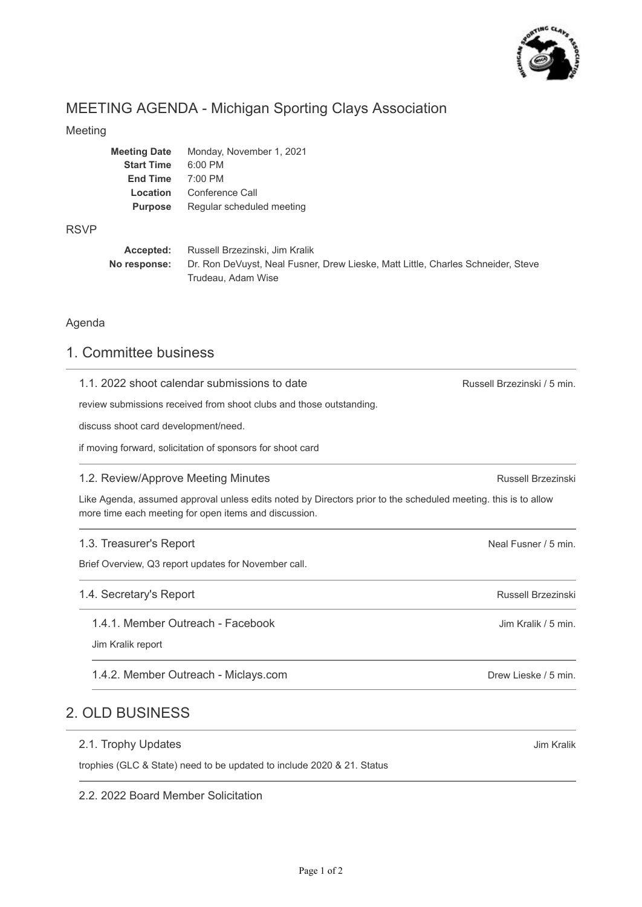# MEETING AGENDA - Michigan Sporting Clays Association

## Meeting

| | |
|---|---|
| **Meeting Date** | Monday, November 1, 2021 |
| **Start Time** | 6:00 PM |
| **End Time** | 7:00 PM |
| **Location** | Conference Call |
| **Purpose** | Regular scheduled meeting |

## RSVP

| | |
|---|---|
| **Accepted:** | Russell Brzezinski, Jim Kralik |
| **No response:** | Dr. Ron DeVuyst, Neal Fusner, Drew Lieske, Matt Little, Charles Schneider, Steve Trudeau, Adam Wise |

## Agenda

## 1. Committee business

### 1.1. 2022 shoot calendar submissions to date

Russell Brzezinski / 5 min.

review submissions received from shoot clubs and those outstanding.

discuss shoot card development/need.

if moving forward, solicitation of sponsors for shoot card

### 1.2. Review/Approve Meeting Minutes

Russell Brzezinski

Like Agenda, assumed approval unless edits noted by Directors prior to the scheduled meeting. this is to allow more time each meeting for open items and discussion.

### 1.3. Treasurer's Report

Neal Fusner / 5 min.

Brief Overview, Q3 report updates for November call.

### 1.4. Secretary's Report

Russell Brzezinski

#### 1.4.1. Member Outreach - Facebook

Jim Kralik / 5 min.

Jim Kralik report

#### 1.4.2. Member Outreach - Miclays.com

Drew Lieske / 5 min.

## 2. OLD BUSINESS

### 2.1. Trophy Updates

Jim Kralik

trophies (GLC & State) need to be updated to include 2020 & 21. Status

### 2.2. 2022 Board Member Solicitation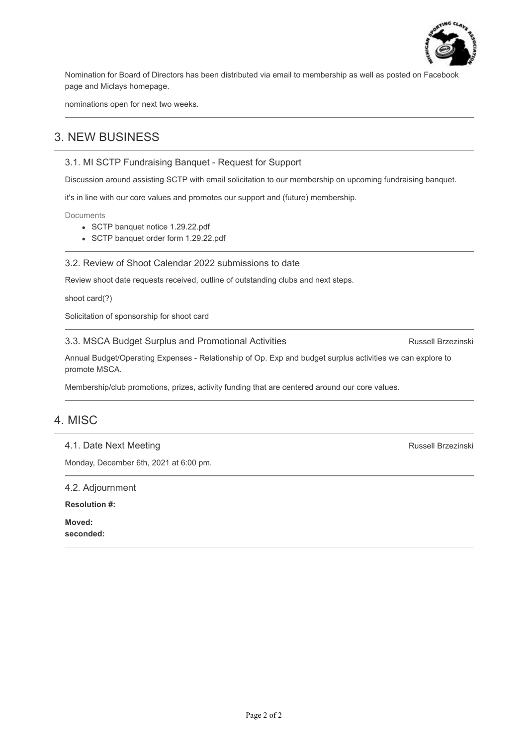Nomination for Board of Directors has been distributed via email to membership as well as posted on Facebook page and Miclays homepage.

nominations open for next two weeks.

## 3. NEW BUSINESS

### 3.1. MI SCTP Fundraising Banquet - Request for Support

Discussion around assisting SCTP with email solicitation to our membership on upcoming fundraising banquet.

it's in line with our core values and promotes our support and (future) membership.

Documents

- SCTP banquet notice 1.29.22.pdf
- SCTP banquet order form 1.29.22.pdf

### 3.2. Review of Shoot Calendar 2022 submissions to date

Review shoot date requests received, outline of outstanding clubs and next steps.

shoot card(?)

Solicitation of sponsorship for shoot card

### 3.3. MSCA Budget Surplus and Promotional Activities

Russell Brzezinski

Annual Budget/Operating Expenses - Relationship of Op. Exp and budget surplus activities we can explore to promote MSCA.

Membership/club promotions, prizes, activity funding that are centered around our core values.

## 4. MISC

### 4.1. Date Next Meeting

Russell Brzezinski

Monday, December 6th, 2021 at 6:00 pm.

### 4.2. Adjournment

**Resolution #:**

**Moved:**
**seconded:**